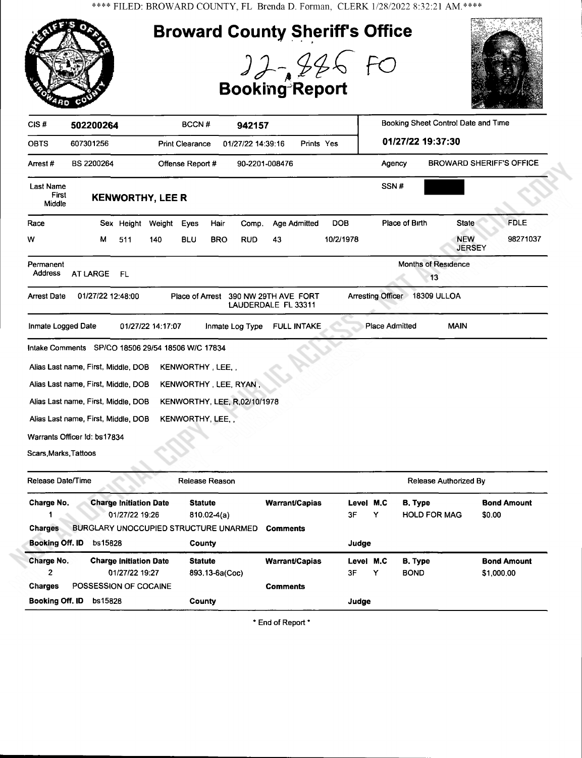**** FILED: BROWARD COUNTY, FL Brenda D. Forman, CLERK 1/28/2022 8:32:21 AM.****

# Broward County Sheriff's Office

22-886 FO

## Booking Report

| CIS # | 502200264 | BCCN # | 942157 | | Booking Sheet Control Date and Time |
|---|---|---|---|---|---|
| OBTS | 607301256 | Print Clearance | 01/27/22 14:39:16 | Prints Yes | 01/27/22 19:37:30 |
| Arrest # | BS 2200264 | Offense Report # | 90-2201-008476 | Agency | BROWARD SHERIFF'S OFFICE |

Last Name / First / Middle: **KENWORTHY, LEE R**

SSN #: [redacted]

| Race | Sex | Height | Weight | Eyes | Hair | Comp. | Age Admitted | DOB | Place of Birth | State | FDLE |
|---|---|---|---|---|---|---|---|---|---|---|---|
| W | M | 511 | 140 | BLU | BRO | RUD | 43 | 10/2/1978 | | NEW JERSEY | 98271037 |

Permanent Address: AT LARGE FL

Months of Residence: 13

Arrest Date: 01/27/22 12:48:00 | Place of Arrest: 390 NW 29TH AVE FORT LAUDERDALE FL 33311 | Arresting Officer: 18309 ULLOA

Inmate Logged Date: 01/27/22 14:17:07 | Inmate Log Type: FULL INTAKE | Place Admitted: MAIN

Intake Comments: SP/CO 18506 29/54 18506 W/C 17834

Alias Last name, First, Middle, DOB: KENWORTHY , LEE, ,

Alias Last name, First, Middle, DOB: KENWORTHY , LEE, RYAN ,

Alias Last name, First, Middle, DOB: KENWORTHY, LEE, R,02/10/1978

Alias Last name, First, Middle, DOB: KENWORTHY, LEE, ,

Warrants Officer Id: bs17834

Scars,Marks,Tattoos

Release Date/Time | Release Reason | Release Authorized By

| Charge No. | Charge Initiation Date | Statute | Warrant/Capias | Level | M.C | B. Type | Bond Amount |
|---|---|---|---|---|---|---|---|
| 1 | 01/27/22 19:26 | 810.02-4(a) | | 3F | Y | HOLD FOR MAG | $0.00 |

Charges: BURGLARY UNOCCUPIED STRUCTURE UNARMED | Comments:

Booking Off. ID: bs15828 | County: | Judge:

| Charge No. | Charge Initiation Date | Statute | Warrant/Capias | Level | M.C | B. Type | Bond Amount |
|---|---|---|---|---|---|---|---|
| 2 | 01/27/22 19:27 | 893.13-6a(Coc) | | 3F | Y | BOND | $1,000.00 |

Charges: POSSESSION OF COCAINE | Comments:

Booking Off. ID: bs15828 | County: | Judge:

\* End of Report \*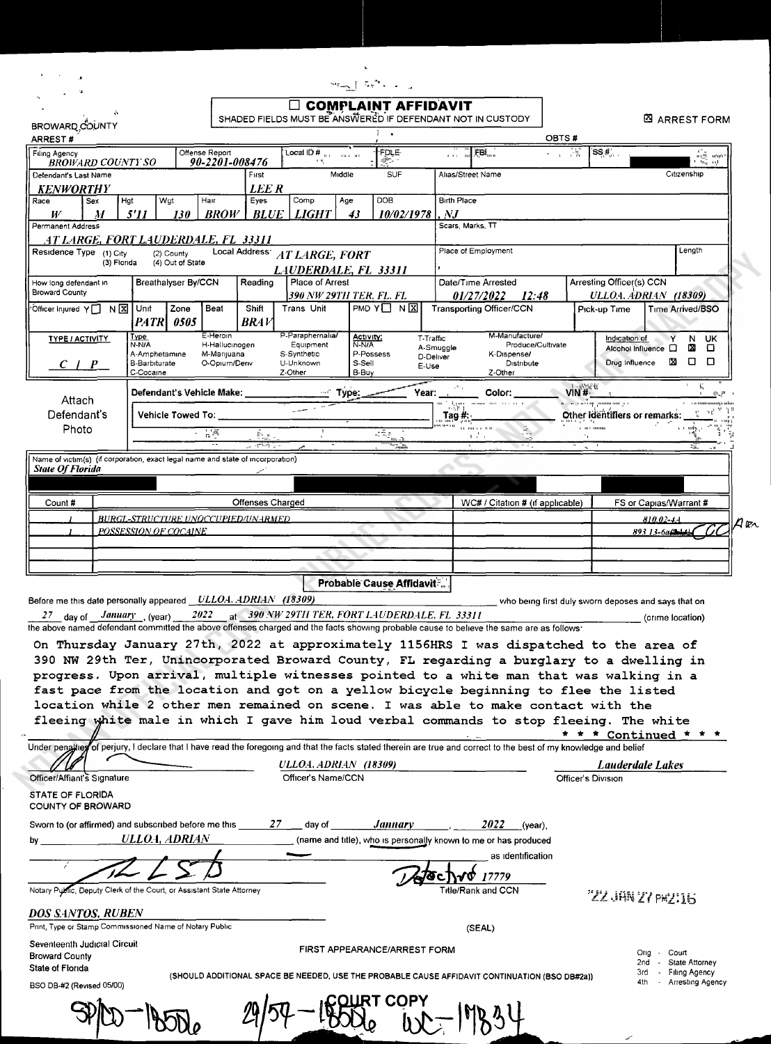BROWARD COUNTY

☐ **COMPLAINT AFFIDAVIT**

SHADED FIELDS MUST BE ANSWERED IF DEFENDANT NOT IN CUSTODY

☒ ARREST FORM

ARREST #

OBTS #

| Filing Agency | Offense Report | Local ID # | FDLE | FBI | SS # |
|---|---|---|---|---|---|
| BROWARD COUNTY SO | 90-2201-008476 | | | | |

| Defendant's Last Name | First | Middle | SUF | Alias/Street Name | Citizenship |
|---|---|---|---|---|---|
| KENWORTHY | LEE R | | | | |

| Race | Sex | Hgt | Wgt | Hair | Eyes | Comp | Age | DOB | Birth Place |
|---|---|---|---|---|---|---|---|---|---|
| W | M | 5'11 | 130 | BROW | BLUE | LIGHT | 43 | 10/02/1978 | , NJ |

Permanent Address: AT LARGE, FORT LAUDERDALE, FL 33311

Scars, Marks, TT:

Residence Type (1) City (2) County (3) Florida (4) Out of State

Local Address: AT LARGE, FORT LAUDERDALE, FL 33311

Place of Employment: , — Length:

| How long defendant in Broward County | Breathalyser By/CCN | Reading | Place of Arrest | Date/Time Arrested | Arresting Officer(s) CCN |
|---|---|---|---|---|---|
| | | | 390 NW 29TH TER, FL, FL | 01/27/2022 12:48 | ULLOA, ADRIAN (18309) |

| Officer Injured Y☐ N☒ | Unit | Zone | Beat | Shift | Trans Unit | PMD Y☐ N☒ | Transporting Officer/CCN | Pick-up Time | Time Arrived/BSO |
|---|---|---|---|---|---|---|---|---|---|
| | PATR | 0505 | | BRAV | | | | | |

**TYPE / ACTIVITY:** C / P

Type: N-N/A, A-Amphetamine, B-Barbiturate, C-Cocaine, E-Heroin, H-Hallucinogen, M-Marijuana, O-Opium/Deriv, P-Paraphernalia/Equipment, S-Synthetic, U-Unknown, Z-Other

Activity: N-N/A, P-Possess, S-Sell, B-Buy, T-Traffic, A-Smuggle, D-Deliver, E-Use, M-Manufacture/Produce/Cultivate, K-Dispense/Distribute, Z-Other

| | Y | N | UK |
|---|---|---|---|
| Indication of Alcohol Influence | ☐ | ☒ | ☐ |
| Drug Influence | ☒ | ☐ | ☐ |

Attach Defendant's Photo

Defendant's Vehicle Make: ______ Type: ______ Year: ______ Color: ______ VIN #: ______

Vehicle Towed To: ______ Tag #: ______ Other identifiers or remarks: ______

Name of victim(s) (if corporation, exact legal name and state of incorporation)

State Of Florida

| Count # | Offenses Charged | WC# / Citation # (if applicable) | FS or Capias/Warrant # |
|---|---|---|---|
| 1 | BURGL-STRUCTURE UNOCCUPIED/UNARMED | | 810.02-4A |
| 1 | POSSESSION OF COCAINE | | 893.13-6a(?) |

## Probable Cause Affidavit

Before me this date personally appeared ULLOA, ADRIAN (18309) who being first duly sworn deposes and says that on 27 day of January, (year) 2022 at 390 NW 29TH TER, FORT LAUDERDALE, FL 33311 (crime location) the above named defendant committed the above offenses charged and the facts showing probable cause to believe the same are as follows:

On Thursday January 27th, 2022 at approximately 1156HRS I was dispatched to the area of 390 NW 29th Ter, Unincorporated Broward County, FL regarding a burglary to a dwelling in progress. Upon arrival, multiple witnesses pointed to a white man that was walking in a fast pace from the location and got on a yellow bicycle beginning to flee the listed location while 2 other men remained on scene. I was able to make contact with the fleeing white male in which I gave him loud verbal commands to stop fleeing. The white

\* \* \* Continued \* \* \*

Under penalties of perjury, I declare that I have read the foregoing and that the facts stated therein are true and correct to the best of my knowledge and belief

| Officer/Affiant's Signature | Officer's Name/CCN | Officer's Division |
|---|---|---|
| [signature] | ULLOA, ADRIAN (18309) | Lauderdale Lakes |

STATE OF FLORIDA
COUNTY OF BROWARD

Sworn to (or affirmed) and subscribed before me this 27 day of January, 2022 (year), by ULLOA, ADRIAN (name and title), who is personally known to me or has produced ______ as identification

Notary Public, Deputy Clerk of the Court, or Assistant State Attorney — Title/Rank and CCN: Detective 17779

'22 JAN 27 PM2:16

DOS SANTOS, RUBEN

Print, Type or Stamp Commissioned Name of Notary Public (SEAL)

Seventeenth Judicial Circuit
Broward County
State of Florida

FIRST APPEARANCE/ARREST FORM

(SHOULD ADDITIONAL SPACE BE NEEDED, USE THE PROBABLE CAUSE AFFIDAVIT CONTINUATION (BSO DB#2a))

Orig - Court
2nd - State Attorney
3rd - Filing Agency
4th - Arresting Agency

BSO DB-#2 (Revised 05/00)

COURT COPY

SP/CO-1855 29/57-1855 WC-17834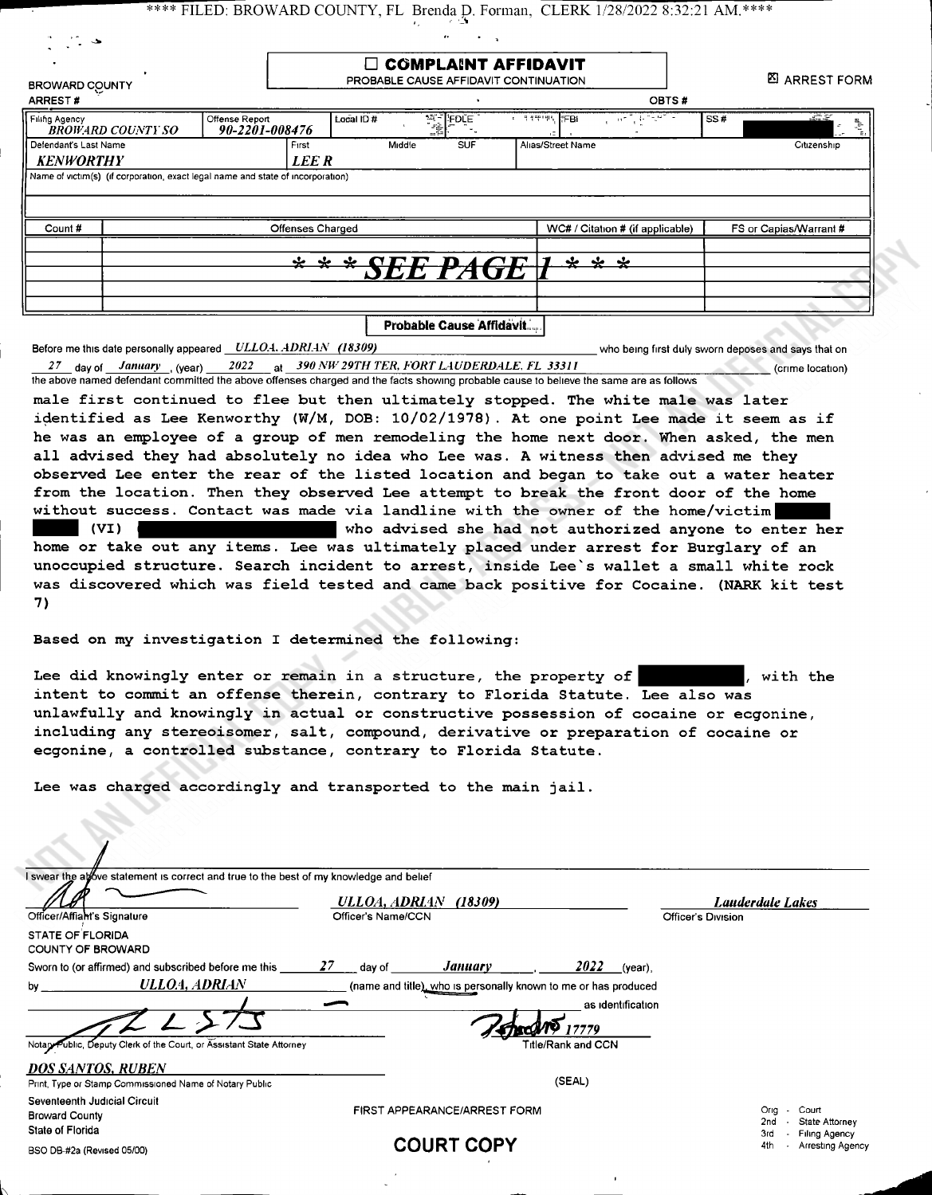**** FILED: BROWARD COUNTY, FL Brenda D. Forman, CLERK 1/28/2022 8:32:21 AM.****

BROWARD COUNTY

ARREST #

☐ **COMPLAINT AFFIDAVIT**

PROBABLE CAUSE AFFIDAVIT CONTINUATION

☒ ARREST FORM

OBTS #

| Filing Agency | Offense Report | Local ID # | FDLE | FBI | SS # |
|---|---|---|---|---|---|
| *BROWARD COUNTY SO* | *90-2201-008476* | | | | |

| Defendant's Last Name | First | Middle | SUF | Alias/Street Name | Citizenship |
|---|---|---|---|---|---|
| *KENWORTHY* | *LEE R* | | | | |

Name of victim(s) (if corporation, exact legal name and state of incorporation)

| Count # | Offenses Charged | WC# / Citation # (if applicable) | FS or Capias/Warrant # |
|---|---|---|---|
| | *** SEE PAGE 1 *** | | |

**Probable Cause Affidavit**

Before me this date personally appeared *ULLOA, ADRIAN (18309)* who being first duly sworn deposes and says that on *27* day of *January*, (year) *2022* at *390 NW 29TH TER, FORT LAUDERDALE, FL 33311* (crime location) the above named defendant committed the above offenses charged and the facts showing probable cause to believe the same are as follows

male first continued to flee but then ultimately stopped. The white male was later identified as Lee Kenworthy (W/M, DOB: 10/02/1978). At one point Lee made it seem as if he was an employee of a group of men remodeling the home next door. When asked, the men all advised they had absolutely no idea who Lee was. A witness then advised me they observed Lee enter the rear of the listed location and began to take out a water heater from the location. Then they observed Lee attempt to break the front door of the home without success. Contact was made via landline with the owner of the home/victim (VI) who advised she had not authorized anyone to enter her home or take out any items. Lee was ultimately placed under arrest for Burglary of an unoccupied structure. Search incident to arrest, inside Lee`s wallet a small white rock was discovered which was field tested and came back positive for Cocaine. (NARK kit test 7)

Based on my investigation I determined the following:

Lee did knowingly enter or remain in a structure, the property of , with the intent to commit an offense therein, contrary to Florida Statute. Lee also was unlawfully and knowingly in actual or constructive possession of cocaine or ecgonine, including any stereoisomer, salt, compound, derivative or preparation of cocaine or ecgonine, a controlled substance, contrary to Florida Statute.

Lee was charged accordingly and transported to the main jail.

I swear the above statement is correct and true to the best of my knowledge and belief

Officer/Affiant's Signature — *ULLOA, ADRIAN (18309)* (Officer's Name/CCN) — *Lauderdale Lakes* (Officer's Division)

STATE OF FLORIDA
COUNTY OF BROWARD

Sworn to (or affirmed) and subscribed before me this *27* day of *January*, *2022* (year), by *ULLOA, ADRIAN* (name and title), who is personally known to me or has produced ____ as identification

Notary Public, Deputy Clerk of the Court, or Assistant State Attorney — *17779* Title/Rank and CCN

*DOS SANTOS, RUBEN*

Print, Type or Stamp Commissioned Name of Notary Public

(SEAL)

Seventeenth Judicial Circuit
Broward County
State of Florida

FIRST APPEARANCE/ARREST FORM

**COURT COPY**

Orig - Court
2nd - State Attorney
3rd - Filing Agency
4th - Arresting Agency

BSO DB-#2a (Revised 05/00)